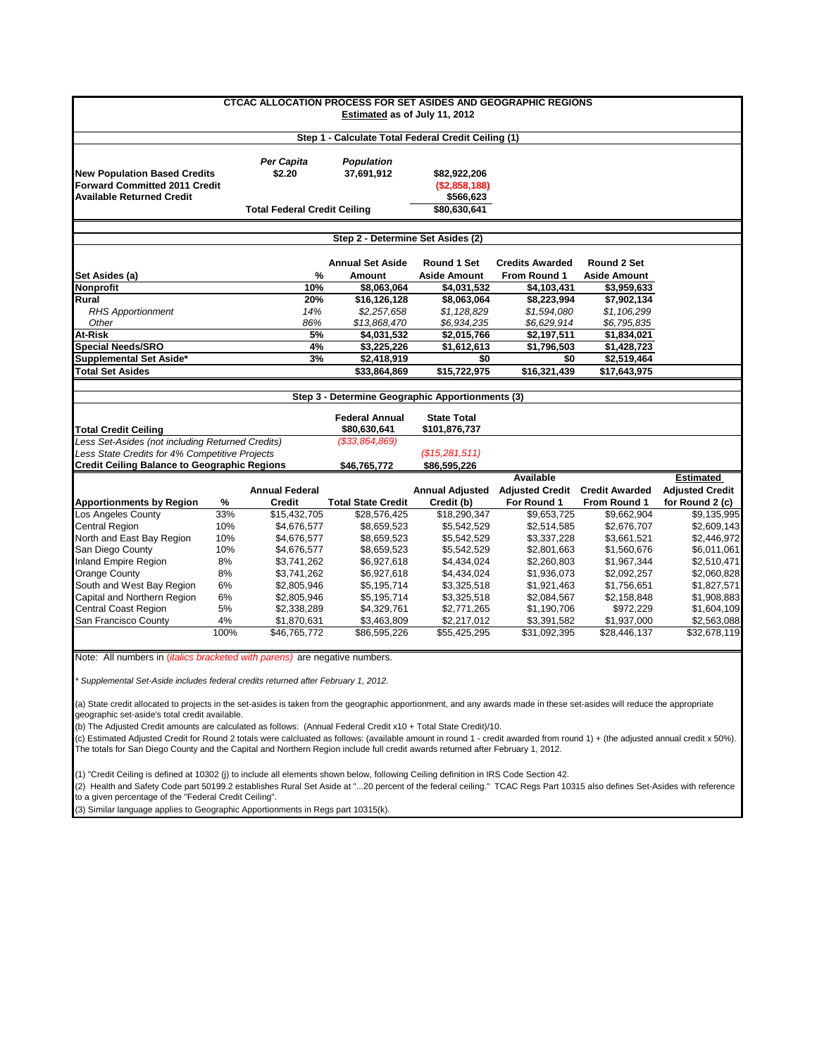# CTCAC ALLOCATION PROCESS FOR SET ASIDES AND GEOGRAPHIC REGIONS

**Estimated as of July 11, 2012**

## Step 1 - Calculate Total Federal Credit Ceiling (1)

| | *Per Capita* | *Population* | |
|---|---|---|---|
| **New Population Based Credits** | **$2.20** | **37,691,912** | **$82,922,206** |
| **Forward Committed 2011 Credit** | | | **($2,858,188)** |
| **Available Returned Credit** | | | **$566,623** |
| | **Total Federal Credit Ceiling** | | **$80,630,641** |

## Step 2 - Determine Set Asides (2)

| Set Asides (a) | % | Annual Set Aside Amount | Round 1 Set Aside Amount | Credits Awarded From Round 1 | Round 2 Set Aside Amount |
|---|---|---|---|---|---|
| **Nonprofit** | **10%** | **$8,063,064** | **$4,031,532** | **$4,103,431** | **$3,959,633** |
| **Rural** | **20%** | **$16,126,128** | **$8,063,064** | **$8,223,994** | **$7,902,134** |
| *RHS Apportionment* | *14%* | *$2,257,658* | *$1,128,829* | *$1,594,080* | *$1,106,299* |
| *Other* | *86%* | *$13,868,470* | *$6,934,235* | *$6,629,914* | *$6,795,835* |
| **At-Risk** | **5%** | **$4,031,532** | **$2,015,766** | **$2,197,511** | **$1,834,021** |
| **Special Needs/SRO** | **4%** | **$3,225,226** | **$1,612,613** | **$1,796,503** | **$1,428,723** |
| **Supplemental Set Aside*** | **3%** | **$2,418,919** | **$0** | **$0** | **$2,519,464** |
| **Total Set Asides** | | **$33,864,869** | **$15,722,975** | **$16,321,439** | **$17,643,975** |

## Step 3 - Determine Geographic Apportionments (3)

| | Federal Annual | State Total |
|---|---|---|
| **Total Credit Ceiling** | **$80,630,641** | **$101,876,737** |
| *Less Set-Asides (not including Returned Credits)* | *($33,864,869)* | |
| *Less State Credits for 4% Competitive Projects* | | *($15,281,511)* |
| **Credit Ceiling Balance to Geographic Regions** | **$46,765,772** | **$86,595,226** |

| Apportionments by Region | % | Annual Federal Credit | Total State Credit | Annual Adjusted Credit (b) | Available Adjusted Credit For Round 1 | Credit Awarded From Round 1 | Estimated Adjusted Credit for Round 2 (c) |
|---|---|---|---|---|---|---|---|
| Los Angeles County | 33% | $15,432,705 | $28,576,425 | $18,290,347 | $9,653,725 | $9,662,904 | $9,135,995 |
| Central Region | 10% | $4,676,577 | $8,659,523 | $5,542,529 | $2,514,585 | $2,676,707 | $2,609,143 |
| North and East Bay Region | 10% | $4,676,577 | $8,659,523 | $5,542,529 | $3,337,228 | $3,661,521 | $2,446,972 |
| San Diego County | 10% | $4,676,577 | $8,659,523 | $5,542,529 | $2,801,663 | $1,560,676 | $6,011,061 |
| Inland Empire Region | 8% | $3,741,262 | $6,927,618 | $4,434,024 | $2,260,803 | $1,967,344 | $2,510,471 |
| Orange County | 8% | $3,741,262 | $6,927,618 | $4,434,024 | $1,936,073 | $2,092,257 | $2,060,828 |
| South and West Bay Region | 6% | $2,805,946 | $5,195,714 | $3,325,518 | $1,921,463 | $1,756,651 | $1,827,571 |
| Capital and Northern Region | 6% | $2,805,946 | $5,195,714 | $3,325,518 | $2,084,567 | $2,158,848 | $1,908,883 |
| Central Coast Region | 5% | $2,338,289 | $4,329,761 | $2,771,265 | $1,190,706 | $972,229 | $1,604,109 |
| San Francisco County | 4% | $1,870,631 | $3,463,809 | $2,217,012 | $3,391,582 | $1,937,000 | $2,563,088 |
| | 100% | $46,765,772 | $86,595,226 | $55,425,295 | $31,092,395 | $28,446,137 | $32,678,119 |

Note: All numbers in *(italics bracketed with parens)* are negative numbers.

*\* Supplemental Set-Aside includes federal credits returned after February 1, 2012.*

(a) State credit allocated to projects in the set-asides is taken from the geographic apportionment, and any awards made in these set-asides will reduce the appropriate geographic set-aside's total credit available.

(b) The Adjusted Credit amounts are calculated as follows: (Annual Federal Credit x10 + Total State Credit)/10.

(c) Estimated Adjusted Credit for Round 2 totals were calcluated as follows: (available amount in round 1 - credit awarded from round 1) + (the adjusted annual credit x 50%). The totals for San Diego County and the Capital and Northern Region include full credit awards returned after February 1, 2012.

(1) "Credit Ceiling is defined at 10302 (j) to include all elements shown below, following Ceiling definition in IRS Code Section 42.

(2) Health and Safety Code part 50199.2 establishes Rural Set Aside at "...20 percent of the federal ceiling." TCAC Regs Part 10315 also defines Set-Asides with reference to a given percentage of the "Federal Credit Ceiling".

(3) Similar language applies to Geographic Apportionments in Regs part 10315(k).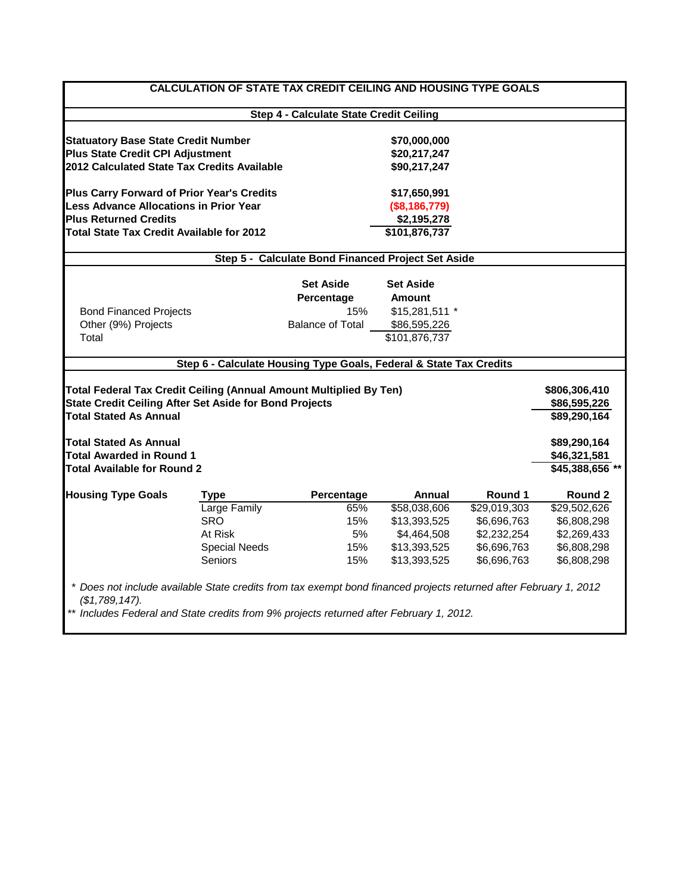## CALCULATION OF STATE TAX CREDIT CEILING AND HOUSING TYPE GOALS

### Step 4 - Calculate State Credit Ceiling

| | |
|---|---|
| **Statuatory Base State Credit Number** | **$70,000,000** |
| **Plus State Credit CPI Adjustment** | **$20,217,247** |
| **2012 Calculated State Tax Credits Available** | **$90,217,247** |
| **Plus Carry Forward of Prior Year's Credits** | **$17,650,991** |
| **Less Advance Allocations in Prior Year** | **($8,186,779)** |
| **Plus Returned Credits** | **$2,195,278** |
| **Total State Tax Credit Available for 2012** | **$101,876,737** |

### Step 5 - Calculate Bond Financed Project Set Aside

| | Set Aside Percentage | Set Aside Amount |
|---|---|---|
| Bond Financed Projects | 15% | $15,281,511 * |
| Other (9%) Projects | Balance of Total | $86,595,226 |
| Total | | $101,876,737 |

### Step 6 - Calculate Housing Type Goals, Federal & State Tax Credits

| | |
|---|---|
| **Total Federal Tax Credit Ceiling (Annual Amount Multiplied By Ten)** | **$806,306,410** |
| **State Credit Ceiling After Set Aside for Bond Projects** | **$86,595,226** |
| **Total Stated As Annual** | **$89,290,164** |
| **Total Stated As Annual** | **$89,290,164** |
| **Total Awarded in Round 1** | **$46,321,581** |
| **Total Available for Round 2** | **$45,388,656 \*\*** |

| Housing Type Goals | Type | Percentage | Annual | Round 1 | Round 2 |
|---|---|---|---|---|---|
| | Large Family | 65% | $58,038,606 | $29,019,303 | $29,502,626 |
| | SRO | 15% | $13,393,525 | $6,696,763 | $6,808,298 |
| | At Risk | 5% | $4,464,508 | $2,232,254 | $2,269,433 |
| | Special Needs | 15% | $13,393,525 | $6,696,763 | $6,808,298 |
| | Seniors | 15% | $13,393,525 | $6,696,763 | $6,808,298 |

*\* Does not include available State credits from tax exempt bond financed projects returned after February 1, 2012 ($1,789,147).*

*\*\* Includes Federal and State credits from 9% projects returned after February 1, 2012.*